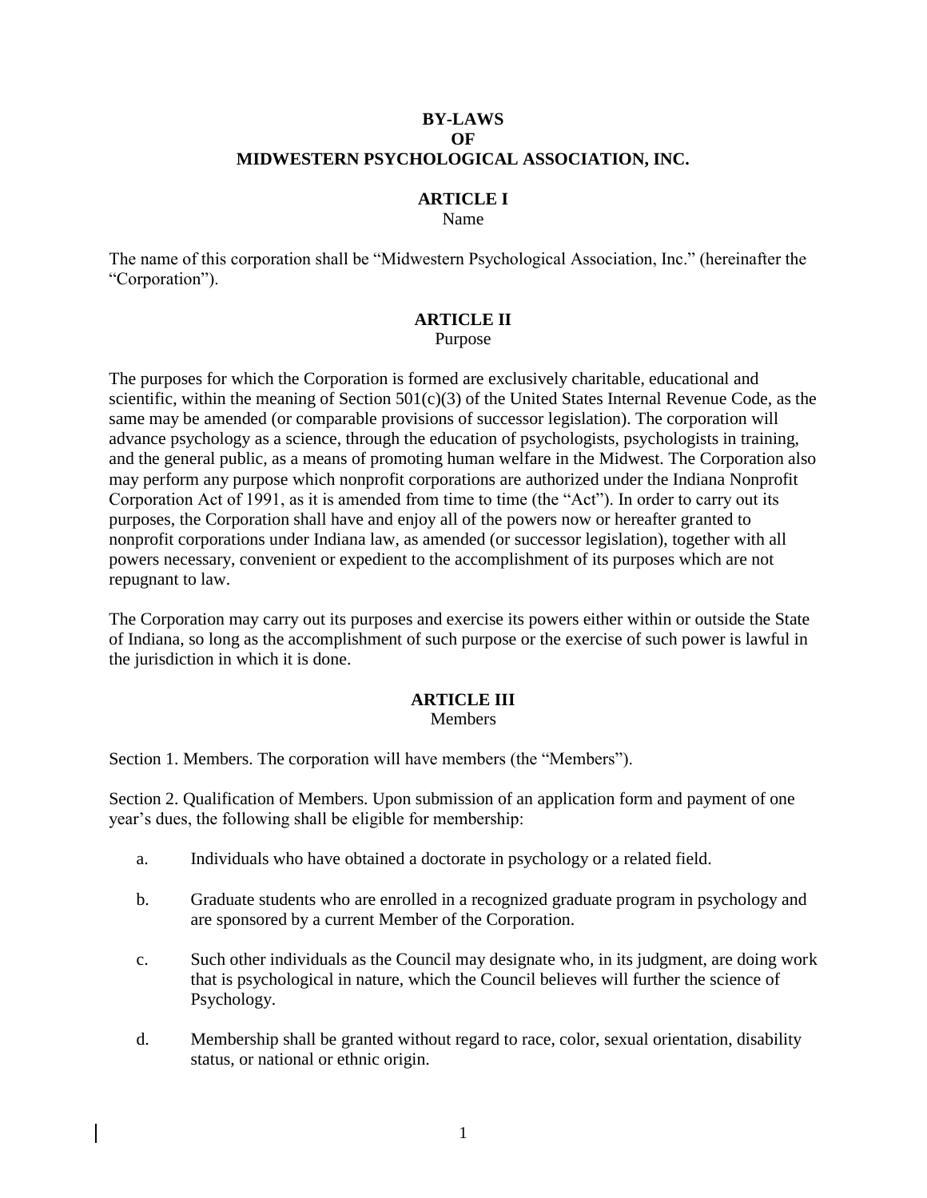# BY-LAWS
# OF
# MIDWESTERN PSYCHOLOGICAL ASSOCIATION, INC.

## ARTICLE I
Name

The name of this corporation shall be "Midwestern Psychological Association, Inc." (hereinafter the "Corporation").

## ARTICLE II
Purpose

The purposes for which the Corporation is formed are exclusively charitable, educational and scientific, within the meaning of Section 501(c)(3) of the United States Internal Revenue Code, as the same may be amended (or comparable provisions of successor legislation). The corporation will advance psychology as a science, through the education of psychologists, psychologists in training, and the general public, as a means of promoting human welfare in the Midwest. The Corporation also may perform any purpose which nonprofit corporations are authorized under the Indiana Nonprofit Corporation Act of 1991, as it is amended from time to time (the "Act"). In order to carry out its purposes, the Corporation shall have and enjoy all of the powers now or hereafter granted to nonprofit corporations under Indiana law, as amended (or successor legislation), together with all powers necessary, convenient or expedient to the accomplishment of its purposes which are not repugnant to law.

The Corporation may carry out its purposes and exercise its powers either within or outside the State of Indiana, so long as the accomplishment of such purpose or the exercise of such power is lawful in the jurisdiction in which it is done.

## ARTICLE III
Members

Section 1. Members. The corporation will have members (the "Members").

Section 2. Qualification of Members. Upon submission of an application form and payment of one year's dues, the following shall be eligible for membership:

a. Individuals who have obtained a doctorate in psychology or a related field.

b. Graduate students who are enrolled in a recognized graduate program in psychology and are sponsored by a current Member of the Corporation.

c. Such other individuals as the Council may designate who, in its judgment, are doing work that is psychological in nature, which the Council believes will further the science of Psychology.

d. Membership shall be granted without regard to race, color, sexual orientation, disability status, or national or ethnic origin.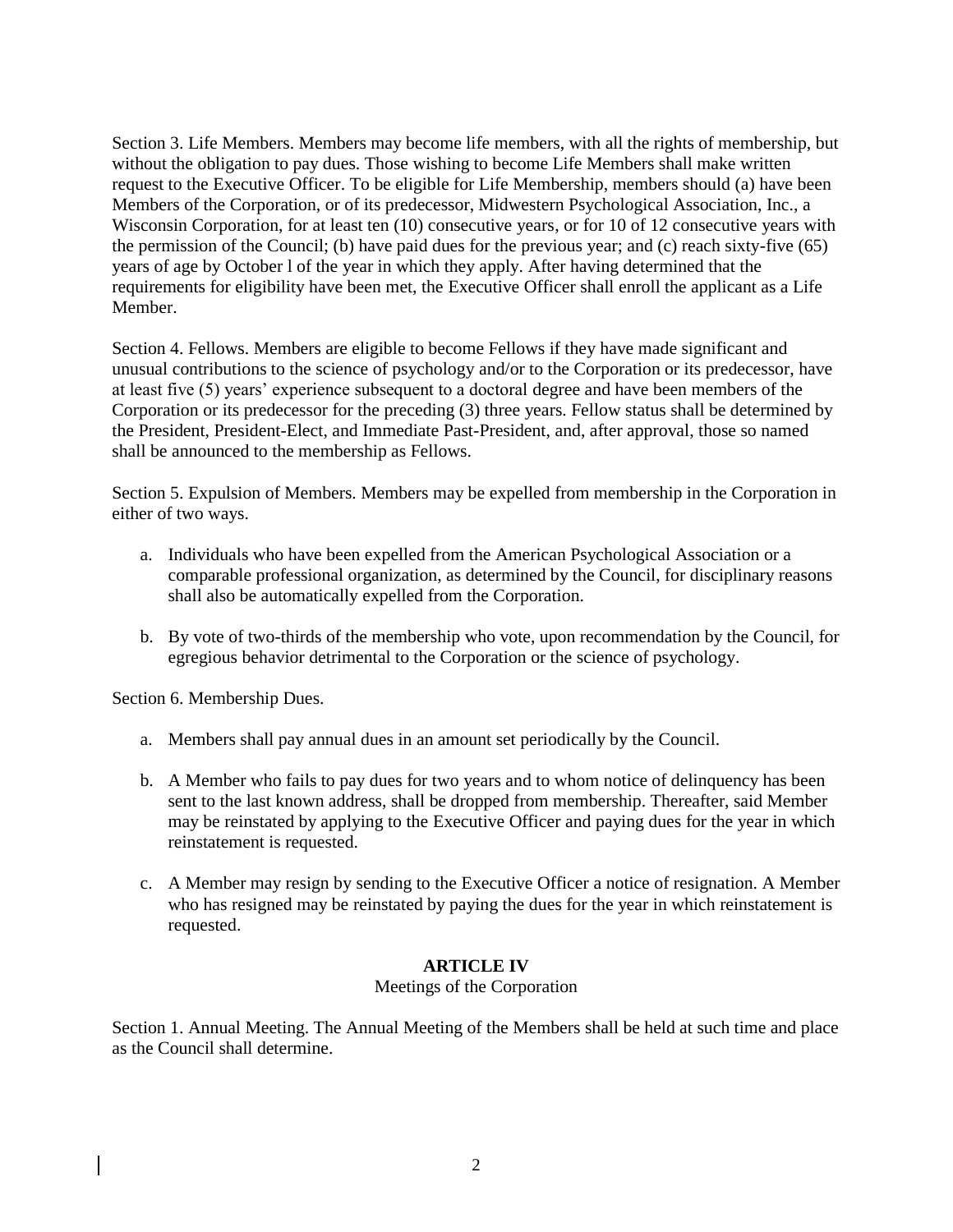Section 3. Life Members. Members may become life members, with all the rights of membership, but without the obligation to pay dues. Those wishing to become Life Members shall make written request to the Executive Officer. To be eligible for Life Membership, members should (a) have been Members of the Corporation, or of its predecessor, Midwestern Psychological Association, Inc., a Wisconsin Corporation, for at least ten (10) consecutive years, or for 10 of 12 consecutive years with the permission of the Council; (b) have paid dues for the previous year; and (c) reach sixty-five (65) years of age by October l of the year in which they apply. After having determined that the requirements for eligibility have been met, the Executive Officer shall enroll the applicant as a Life Member.

Section 4. Fellows. Members are eligible to become Fellows if they have made significant and unusual contributions to the science of psychology and/or to the Corporation or its predecessor, have at least five (5) years' experience subsequent to a doctoral degree and have been members of the Corporation or its predecessor for the preceding (3) three years. Fellow status shall be determined by the President, President-Elect, and Immediate Past-President, and, after approval, those so named shall be announced to the membership as Fellows.

Section 5. Expulsion of Members. Members may be expelled from membership in the Corporation in either of two ways.

a. Individuals who have been expelled from the American Psychological Association or a comparable professional organization, as determined by the Council, for disciplinary reasons shall also be automatically expelled from the Corporation.

b. By vote of two-thirds of the membership who vote, upon recommendation by the Council, for egregious behavior detrimental to the Corporation or the science of psychology.

Section 6. Membership Dues.

a. Members shall pay annual dues in an amount set periodically by the Council.

b. A Member who fails to pay dues for two years and to whom notice of delinquency has been sent to the last known address, shall be dropped from membership. Thereafter, said Member may be reinstated by applying to the Executive Officer and paying dues for the year in which reinstatement is requested.

c. A Member may resign by sending to the Executive Officer a notice of resignation. A Member who has resigned may be reinstated by paying the dues for the year in which reinstatement is requested.

## ARTICLE IV
Meetings of the Corporation

Section 1. Annual Meeting. The Annual Meeting of the Members shall be held at such time and place as the Council shall determine.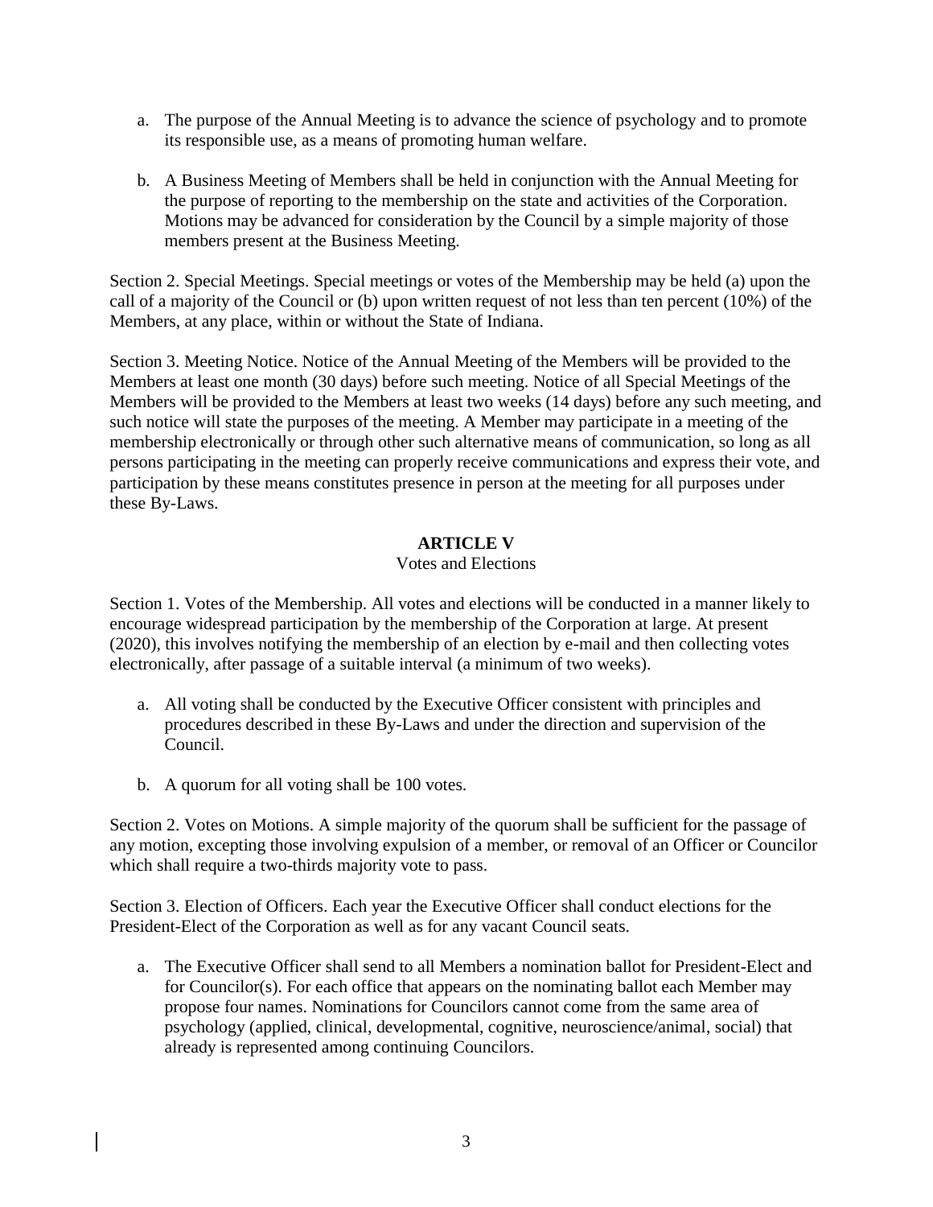a. The purpose of the Annual Meeting is to advance the science of psychology and to promote its responsible use, as a means of promoting human welfare.

b. A Business Meeting of Members shall be held in conjunction with the Annual Meeting for the purpose of reporting to the membership on the state and activities of the Corporation. Motions may be advanced for consideration by the Council by a simple majority of those members present at the Business Meeting.

Section 2. Special Meetings. Special meetings or votes of the Membership may be held (a) upon the call of a majority of the Council or (b) upon written request of not less than ten percent (10%) of the Members, at any place, within or without the State of Indiana.

Section 3. Meeting Notice. Notice of the Annual Meeting of the Members will be provided to the Members at least one month (30 days) before such meeting. Notice of all Special Meetings of the Members will be provided to the Members at least two weeks (14 days) before any such meeting, and such notice will state the purposes of the meeting. A Member may participate in a meeting of the membership electronically or through other such alternative means of communication, so long as all persons participating in the meeting can properly receive communications and express their vote, and participation by these means constitutes presence in person at the meeting for all purposes under these By-Laws.

## ARTICLE V

Votes and Elections

Section 1. Votes of the Membership. All votes and elections will be conducted in a manner likely to encourage widespread participation by the membership of the Corporation at large. At present (2020), this involves notifying the membership of an election by e-mail and then collecting votes electronically, after passage of a suitable interval (a minimum of two weeks).

a. All voting shall be conducted by the Executive Officer consistent with principles and procedures described in these By-Laws and under the direction and supervision of the Council.

b. A quorum for all voting shall be 100 votes.

Section 2. Votes on Motions. A simple majority of the quorum shall be sufficient for the passage of any motion, excepting those involving expulsion of a member, or removal of an Officer or Councilor which shall require a two-thirds majority vote to pass.

Section 3. Election of Officers. Each year the Executive Officer shall conduct elections for the President-Elect of the Corporation as well as for any vacant Council seats.

a. The Executive Officer shall send to all Members a nomination ballot for President-Elect and for Councilor(s). For each office that appears on the nominating ballot each Member may propose four names. Nominations for Councilors cannot come from the same area of psychology (applied, clinical, developmental, cognitive, neuroscience/animal, social) that already is represented among continuing Councilors.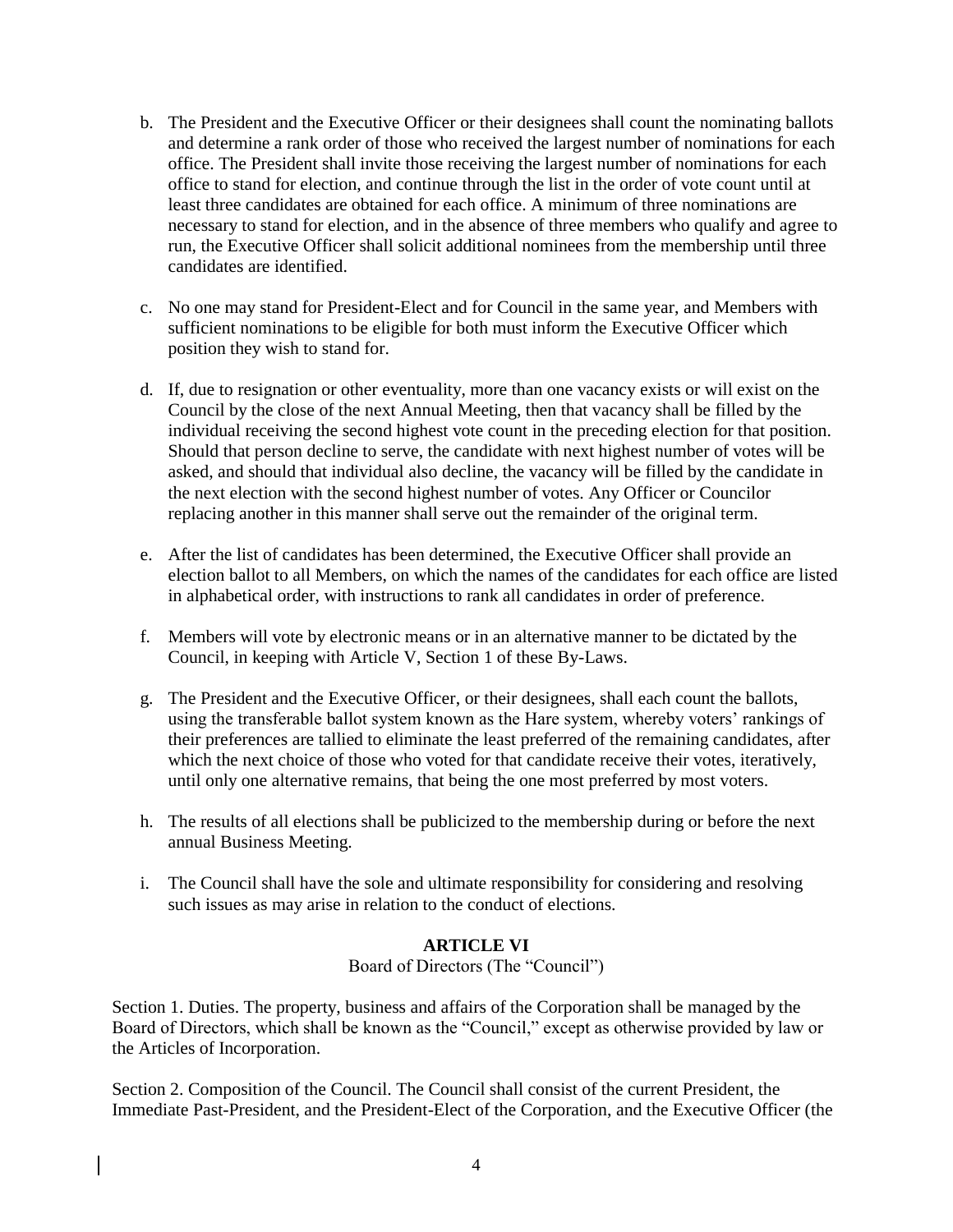b. The President and the Executive Officer or their designees shall count the nominating ballots and determine a rank order of those who received the largest number of nominations for each office. The President shall invite those receiving the largest number of nominations for each office to stand for election, and continue through the list in the order of vote count until at least three candidates are obtained for each office. A minimum of three nominations are necessary to stand for election, and in the absence of three members who qualify and agree to run, the Executive Officer shall solicit additional nominees from the membership until three candidates are identified.

c. No one may stand for President-Elect and for Council in the same year, and Members with sufficient nominations to be eligible for both must inform the Executive Officer which position they wish to stand for.

d. If, due to resignation or other eventuality, more than one vacancy exists or will exist on the Council by the close of the next Annual Meeting, then that vacancy shall be filled by the individual receiving the second highest vote count in the preceding election for that position. Should that person decline to serve, the candidate with next highest number of votes will be asked, and should that individual also decline, the vacancy will be filled by the candidate in the next election with the second highest number of votes. Any Officer or Councilor replacing another in this manner shall serve out the remainder of the original term.

e. After the list of candidates has been determined, the Executive Officer shall provide an election ballot to all Members, on which the names of the candidates for each office are listed in alphabetical order, with instructions to rank all candidates in order of preference.

f. Members will vote by electronic means or in an alternative manner to be dictated by the Council, in keeping with Article V, Section 1 of these By-Laws.

g. The President and the Executive Officer, or their designees, shall each count the ballots, using the transferable ballot system known as the Hare system, whereby voters' rankings of their preferences are tallied to eliminate the least preferred of the remaining candidates, after which the next choice of those who voted for that candidate receive their votes, iteratively, until only one alternative remains, that being the one most preferred by most voters.

h. The results of all elections shall be publicized to the membership during or before the next annual Business Meeting.

i. The Council shall have the sole and ultimate responsibility for considering and resolving such issues as may arise in relation to the conduct of elections.

## ARTICLE VI

Board of Directors (The "Council")

Section 1. Duties. The property, business and affairs of the Corporation shall be managed by the Board of Directors, which shall be known as the "Council," except as otherwise provided by law or the Articles of Incorporation.

Section 2. Composition of the Council. The Council shall consist of the current President, the Immediate Past-President, and the President-Elect of the Corporation, and the Executive Officer (the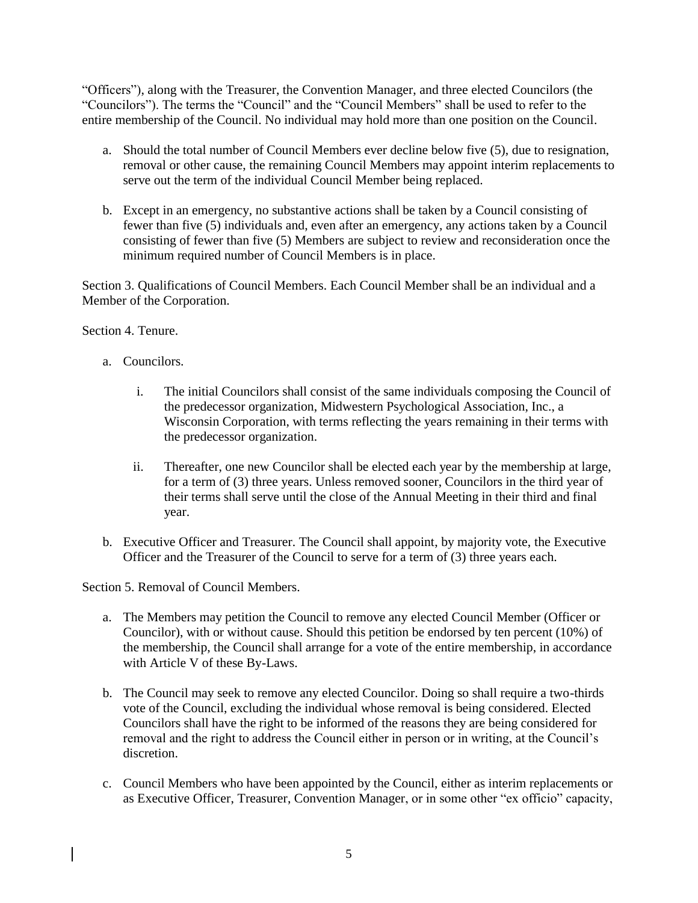"Officers"), along with the Treasurer, the Convention Manager, and three elected Councilors (the "Councilors"). The terms the "Council" and the "Council Members" shall be used to refer to the entire membership of the Council. No individual may hold more than one position on the Council.

a. Should the total number of Council Members ever decline below five (5), due to resignation, removal or other cause, the remaining Council Members may appoint interim replacements to serve out the term of the individual Council Member being replaced.

b. Except in an emergency, no substantive actions shall be taken by a Council consisting of fewer than five (5) individuals and, even after an emergency, any actions taken by a Council consisting of fewer than five (5) Members are subject to review and reconsideration once the minimum required number of Council Members is in place.

Section 3. Qualifications of Council Members. Each Council Member shall be an individual and a Member of the Corporation.

Section 4. Tenure.

a. Councilors.

   i. The initial Councilors shall consist of the same individuals composing the Council of the predecessor organization, Midwestern Psychological Association, Inc., a Wisconsin Corporation, with terms reflecting the years remaining in their terms with the predecessor organization.

   ii. Thereafter, one new Councilor shall be elected each year by the membership at large, for a term of (3) three years. Unless removed sooner, Councilors in the third year of their terms shall serve until the close of the Annual Meeting in their third and final year.

b. Executive Officer and Treasurer. The Council shall appoint, by majority vote, the Executive Officer and the Treasurer of the Council to serve for a term of (3) three years each.

Section 5. Removal of Council Members.

a. The Members may petition the Council to remove any elected Council Member (Officer or Councilor), with or without cause. Should this petition be endorsed by ten percent (10%) of the membership, the Council shall arrange for a vote of the entire membership, in accordance with Article V of these By-Laws.

b. The Council may seek to remove any elected Councilor. Doing so shall require a two-thirds vote of the Council, excluding the individual whose removal is being considered. Elected Councilors shall have the right to be informed of the reasons they are being considered for removal and the right to address the Council either in person or in writing, at the Council's discretion.

c. Council Members who have been appointed by the Council, either as interim replacements or as Executive Officer, Treasurer, Convention Manager, or in some other "ex officio" capacity,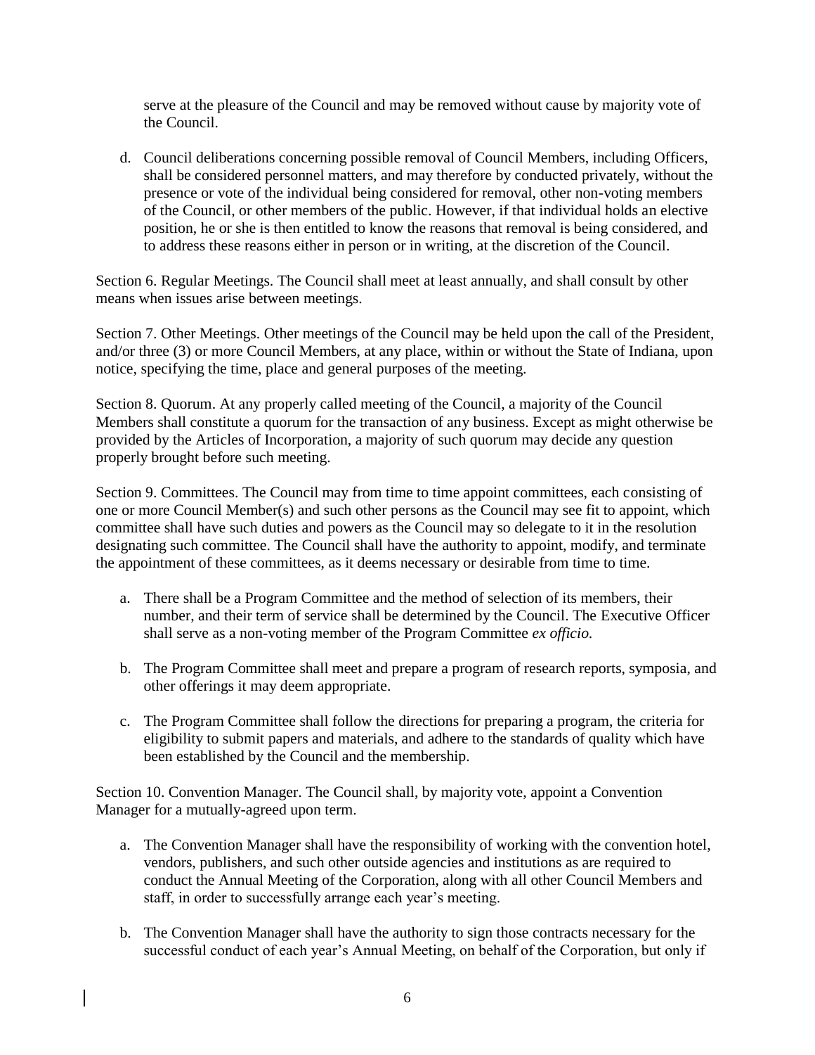serve at the pleasure of the Council and may be removed without cause by majority vote of the Council.

d. Council deliberations concerning possible removal of Council Members, including Officers, shall be considered personnel matters, and may therefore by conducted privately, without the presence or vote of the individual being considered for removal, other non-voting members of the Council, or other members of the public. However, if that individual holds an elective position, he or she is then entitled to know the reasons that removal is being considered, and to address these reasons either in person or in writing, at the discretion of the Council.

Section 6. Regular Meetings. The Council shall meet at least annually, and shall consult by other means when issues arise between meetings.

Section 7. Other Meetings. Other meetings of the Council may be held upon the call of the President, and/or three (3) or more Council Members, at any place, within or without the State of Indiana, upon notice, specifying the time, place and general purposes of the meeting.

Section 8. Quorum. At any properly called meeting of the Council, a majority of the Council Members shall constitute a quorum for the transaction of any business. Except as might otherwise be provided by the Articles of Incorporation, a majority of such quorum may decide any question properly brought before such meeting.

Section 9. Committees. The Council may from time to time appoint committees, each consisting of one or more Council Member(s) and such other persons as the Council may see fit to appoint, which committee shall have such duties and powers as the Council may so delegate to it in the resolution designating such committee. The Council shall have the authority to appoint, modify, and terminate the appointment of these committees, as it deems necessary or desirable from time to time.

a. There shall be a Program Committee and the method of selection of its members, their number, and their term of service shall be determined by the Council. The Executive Officer shall serve as a non-voting member of the Program Committee *ex officio.*

b. The Program Committee shall meet and prepare a program of research reports, symposia, and other offerings it may deem appropriate.

c. The Program Committee shall follow the directions for preparing a program, the criteria for eligibility to submit papers and materials, and adhere to the standards of quality which have been established by the Council and the membership.

Section 10. Convention Manager. The Council shall, by majority vote, appoint a Convention Manager for a mutually-agreed upon term.

a. The Convention Manager shall have the responsibility of working with the convention hotel, vendors, publishers, and such other outside agencies and institutions as are required to conduct the Annual Meeting of the Corporation, along with all other Council Members and staff, in order to successfully arrange each year's meeting.

b. The Convention Manager shall have the authority to sign those contracts necessary for the successful conduct of each year's Annual Meeting, on behalf of the Corporation, but only if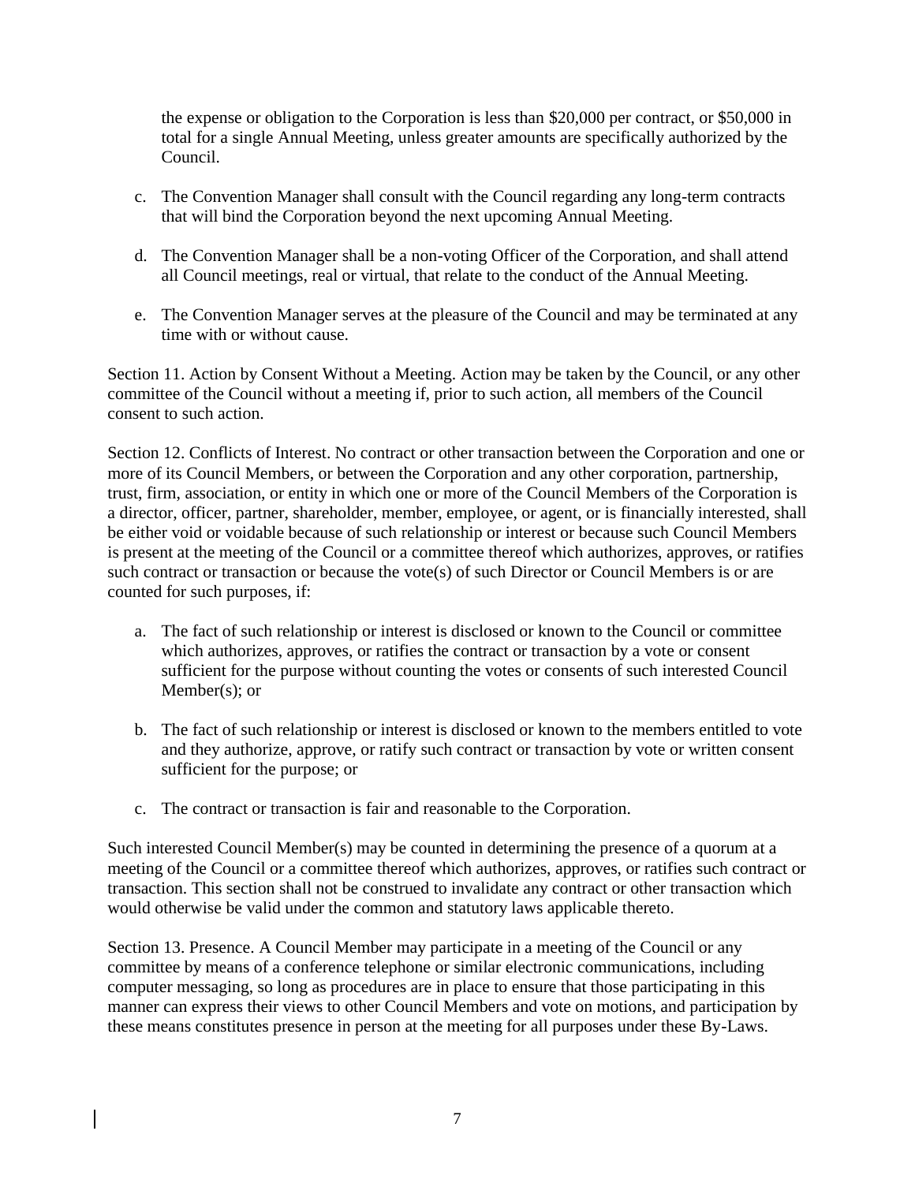the expense or obligation to the Corporation is less than $20,000 per contract, or $50,000 in total for a single Annual Meeting, unless greater amounts are specifically authorized by the Council.

c. The Convention Manager shall consult with the Council regarding any long-term contracts that will bind the Corporation beyond the next upcoming Annual Meeting.

d. The Convention Manager shall be a non-voting Officer of the Corporation, and shall attend all Council meetings, real or virtual, that relate to the conduct of the Annual Meeting.

e. The Convention Manager serves at the pleasure of the Council and may be terminated at any time with or without cause.

Section 11. Action by Consent Without a Meeting. Action may be taken by the Council, or any other committee of the Council without a meeting if, prior to such action, all members of the Council consent to such action.

Section 12. Conflicts of Interest. No contract or other transaction between the Corporation and one or more of its Council Members, or between the Corporation and any other corporation, partnership, trust, firm, association, or entity in which one or more of the Council Members of the Corporation is a director, officer, partner, shareholder, member, employee, or agent, or is financially interested, shall be either void or voidable because of such relationship or interest or because such Council Members is present at the meeting of the Council or a committee thereof which authorizes, approves, or ratifies such contract or transaction or because the vote(s) of such Director or Council Members is or are counted for such purposes, if:

a. The fact of such relationship or interest is disclosed or known to the Council or committee which authorizes, approves, or ratifies the contract or transaction by a vote or consent sufficient for the purpose without counting the votes or consents of such interested Council Member(s); or

b. The fact of such relationship or interest is disclosed or known to the members entitled to vote and they authorize, approve, or ratify such contract or transaction by vote or written consent sufficient for the purpose; or

c. The contract or transaction is fair and reasonable to the Corporation.

Such interested Council Member(s) may be counted in determining the presence of a quorum at a meeting of the Council or a committee thereof which authorizes, approves, or ratifies such contract or transaction. This section shall not be construed to invalidate any contract or other transaction which would otherwise be valid under the common and statutory laws applicable thereto.

Section 13. Presence. A Council Member may participate in a meeting of the Council or any committee by means of a conference telephone or similar electronic communications, including computer messaging, so long as procedures are in place to ensure that those participating in this manner can express their views to other Council Members and vote on motions, and participation by these means constitutes presence in person at the meeting for all purposes under these By-Laws.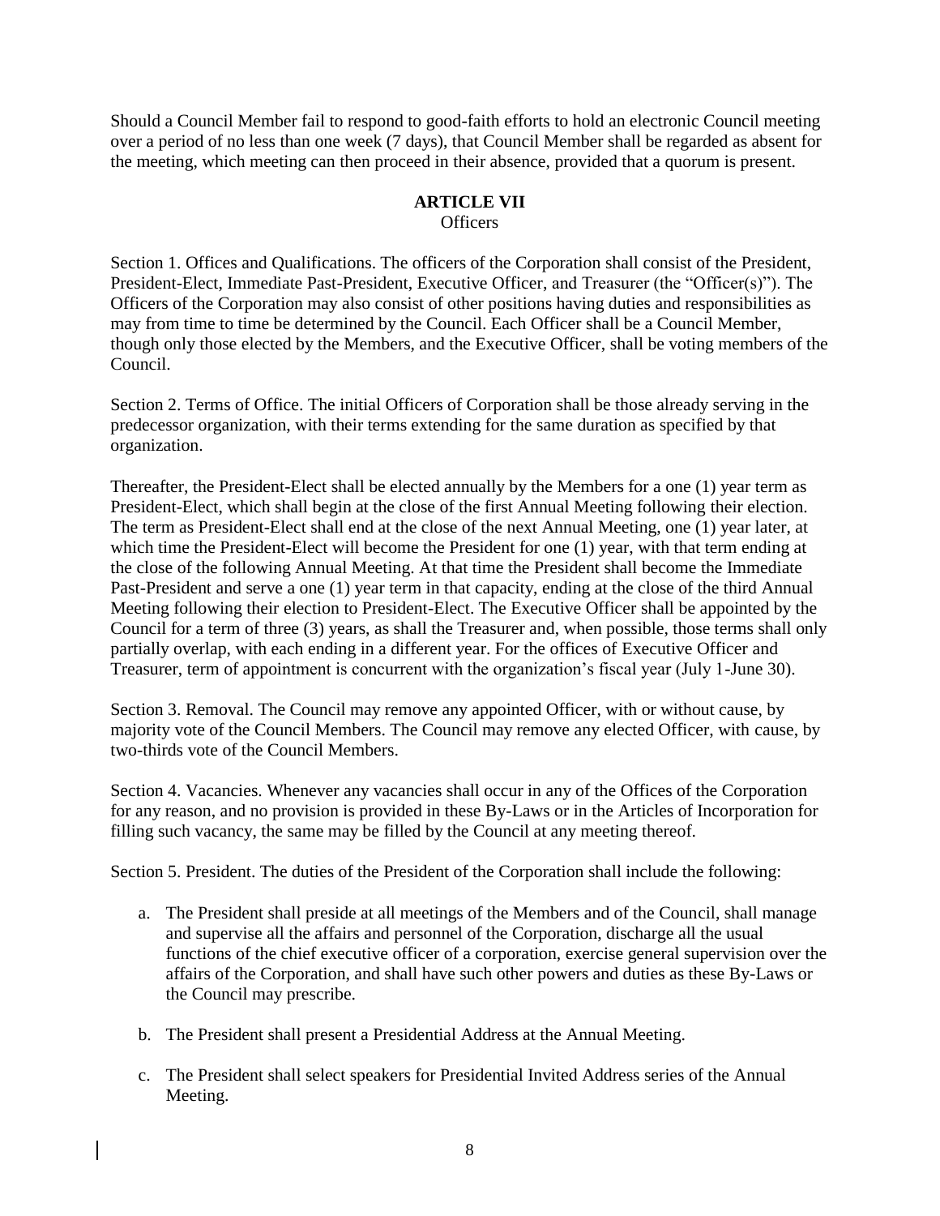Should a Council Member fail to respond to good-faith efforts to hold an electronic Council meeting over a period of no less than one week (7 days), that Council Member shall be regarded as absent for the meeting, which meeting can then proceed in their absence, provided that a quorum is present.

## ARTICLE VII
Officers

Section 1. Offices and Qualifications. The officers of the Corporation shall consist of the President, President-Elect, Immediate Past-President, Executive Officer, and Treasurer (the "Officer(s)"). The Officers of the Corporation may also consist of other positions having duties and responsibilities as may from time to time be determined by the Council. Each Officer shall be a Council Member, though only those elected by the Members, and the Executive Officer, shall be voting members of the Council.

Section 2. Terms of Office. The initial Officers of Corporation shall be those already serving in the predecessor organization, with their terms extending for the same duration as specified by that organization.

Thereafter, the President-Elect shall be elected annually by the Members for a one (1) year term as President-Elect, which shall begin at the close of the first Annual Meeting following their election. The term as President-Elect shall end at the close of the next Annual Meeting, one (1) year later, at which time the President-Elect will become the President for one (1) year, with that term ending at the close of the following Annual Meeting. At that time the President shall become the Immediate Past-President and serve a one (1) year term in that capacity, ending at the close of the third Annual Meeting following their election to President-Elect. The Executive Officer shall be appointed by the Council for a term of three (3) years, as shall the Treasurer and, when possible, those terms shall only partially overlap, with each ending in a different year. For the offices of Executive Officer and Treasurer, term of appointment is concurrent with the organization's fiscal year (July 1-June 30).

Section 3. Removal. The Council may remove any appointed Officer, with or without cause, by majority vote of the Council Members. The Council may remove any elected Officer, with cause, by two-thirds vote of the Council Members.

Section 4. Vacancies. Whenever any vacancies shall occur in any of the Offices of the Corporation for any reason, and no provision is provided in these By-Laws or in the Articles of Incorporation for filling such vacancy, the same may be filled by the Council at any meeting thereof.

Section 5. President. The duties of the President of the Corporation shall include the following:

a. The President shall preside at all meetings of the Members and of the Council, shall manage and supervise all the affairs and personnel of the Corporation, discharge all the usual functions of the chief executive officer of a corporation, exercise general supervision over the affairs of the Corporation, and shall have such other powers and duties as these By-Laws or the Council may prescribe.

b. The President shall present a Presidential Address at the Annual Meeting.

c. The President shall select speakers for Presidential Invited Address series of the Annual Meeting.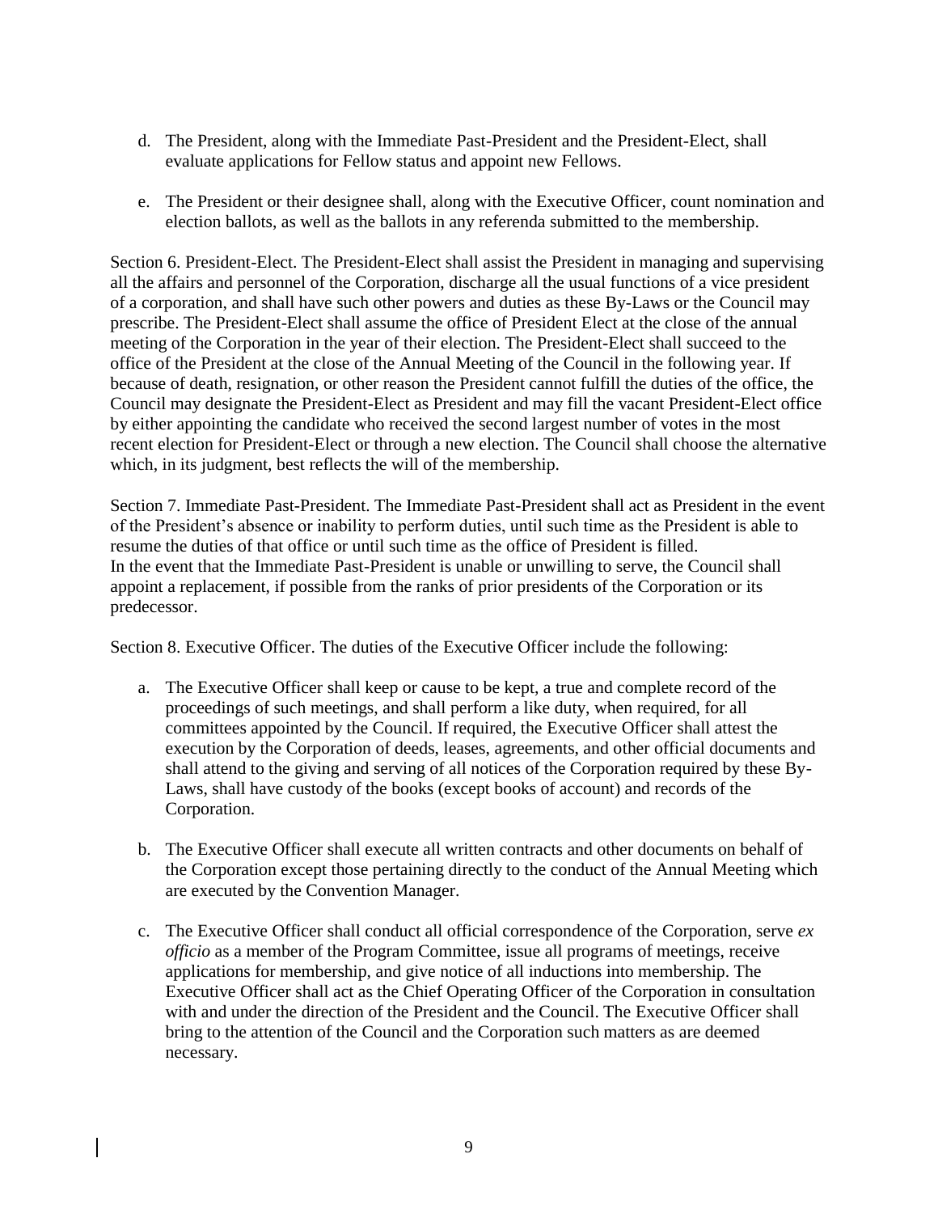d. The President, along with the Immediate Past-President and the President-Elect, shall evaluate applications for Fellow status and appoint new Fellows.

e. The President or their designee shall, along with the Executive Officer, count nomination and election ballots, as well as the ballots in any referenda submitted to the membership.

Section 6. President-Elect. The President-Elect shall assist the President in managing and supervising all the affairs and personnel of the Corporation, discharge all the usual functions of a vice president of a corporation, and shall have such other powers and duties as these By-Laws or the Council may prescribe. The President-Elect shall assume the office of President Elect at the close of the annual meeting of the Corporation in the year of their election. The President-Elect shall succeed to the office of the President at the close of the Annual Meeting of the Council in the following year. If because of death, resignation, or other reason the President cannot fulfill the duties of the office, the Council may designate the President-Elect as President and may fill the vacant President-Elect office by either appointing the candidate who received the second largest number of votes in the most recent election for President-Elect or through a new election. The Council shall choose the alternative which, in its judgment, best reflects the will of the membership.

Section 7. Immediate Past-President. The Immediate Past-President shall act as President in the event of the President's absence or inability to perform duties, until such time as the President is able to resume the duties of that office or until such time as the office of President is filled.
In the event that the Immediate Past-President is unable or unwilling to serve, the Council shall appoint a replacement, if possible from the ranks of prior presidents of the Corporation or its predecessor.

Section 8. Executive Officer. The duties of the Executive Officer include the following:

a. The Executive Officer shall keep or cause to be kept, a true and complete record of the proceedings of such meetings, and shall perform a like duty, when required, for all committees appointed by the Council. If required, the Executive Officer shall attest the execution by the Corporation of deeds, leases, agreements, and other official documents and shall attend to the giving and serving of all notices of the Corporation required by these By-Laws, shall have custody of the books (except books of account) and records of the Corporation.

b. The Executive Officer shall execute all written contracts and other documents on behalf of the Corporation except those pertaining directly to the conduct of the Annual Meeting which are executed by the Convention Manager.

c. The Executive Officer shall conduct all official correspondence of the Corporation, serve *ex officio* as a member of the Program Committee, issue all programs of meetings, receive applications for membership, and give notice of all inductions into membership. The Executive Officer shall act as the Chief Operating Officer of the Corporation in consultation with and under the direction of the President and the Council. The Executive Officer shall bring to the attention of the Council and the Corporation such matters as are deemed necessary.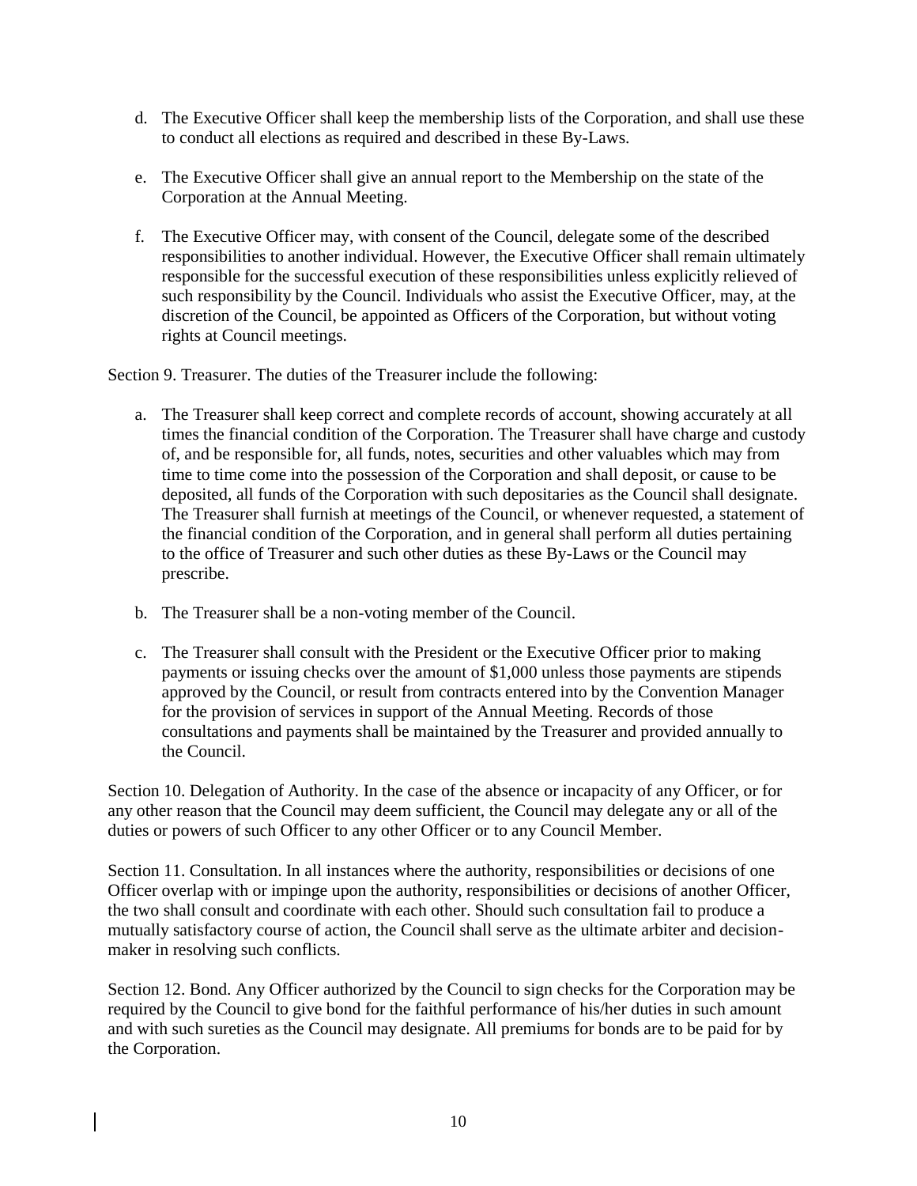d. The Executive Officer shall keep the membership lists of the Corporation, and shall use these to conduct all elections as required and described in these By-Laws.

e. The Executive Officer shall give an annual report to the Membership on the state of the Corporation at the Annual Meeting.

f. The Executive Officer may, with consent of the Council, delegate some of the described responsibilities to another individual. However, the Executive Officer shall remain ultimately responsible for the successful execution of these responsibilities unless explicitly relieved of such responsibility by the Council. Individuals who assist the Executive Officer, may, at the discretion of the Council, be appointed as Officers of the Corporation, but without voting rights at Council meetings.

Section 9. Treasurer. The duties of the Treasurer include the following:

a. The Treasurer shall keep correct and complete records of account, showing accurately at all times the financial condition of the Corporation. The Treasurer shall have charge and custody of, and be responsible for, all funds, notes, securities and other valuables which may from time to time come into the possession of the Corporation and shall deposit, or cause to be deposited, all funds of the Corporation with such depositaries as the Council shall designate. The Treasurer shall furnish at meetings of the Council, or whenever requested, a statement of the financial condition of the Corporation, and in general shall perform all duties pertaining to the office of Treasurer and such other duties as these By-Laws or the Council may prescribe.

b. The Treasurer shall be a non-voting member of the Council.

c. The Treasurer shall consult with the President or the Executive Officer prior to making payments or issuing checks over the amount of $1,000 unless those payments are stipends approved by the Council, or result from contracts entered into by the Convention Manager for the provision of services in support of the Annual Meeting. Records of those consultations and payments shall be maintained by the Treasurer and provided annually to the Council.

Section 10. Delegation of Authority. In the case of the absence or incapacity of any Officer, or for any other reason that the Council may deem sufficient, the Council may delegate any or all of the duties or powers of such Officer to any other Officer or to any Council Member.

Section 11. Consultation. In all instances where the authority, responsibilities or decisions of one Officer overlap with or impinge upon the authority, responsibilities or decisions of another Officer, the two shall consult and coordinate with each other. Should such consultation fail to produce a mutually satisfactory course of action, the Council shall serve as the ultimate arbiter and decision-maker in resolving such conflicts.

Section 12. Bond. Any Officer authorized by the Council to sign checks for the Corporation may be required by the Council to give bond for the faithful performance of his/her duties in such amount and with such sureties as the Council may designate. All premiums for bonds are to be paid for by the Corporation.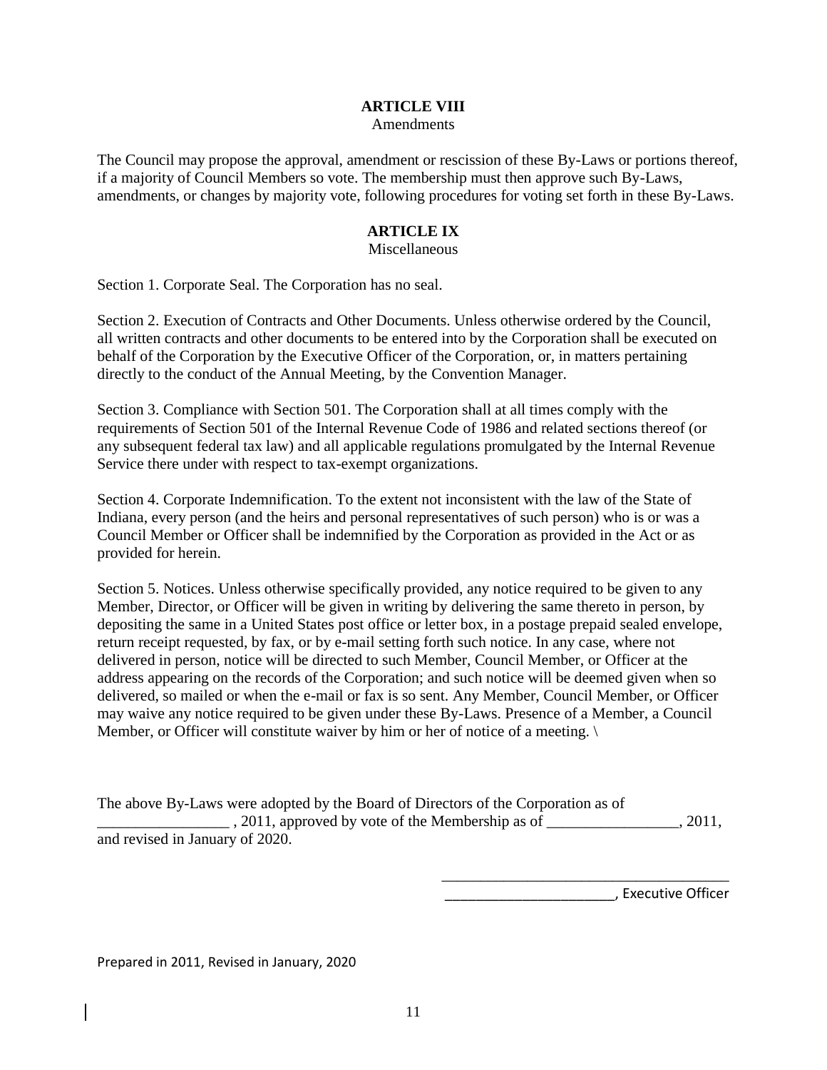**ARTICLE VIII**

Amendments

The Council may propose the approval, amendment or rescission of these By-Laws or portions thereof, if a majority of Council Members so vote. The membership must then approve such By-Laws, amendments, or changes by majority vote, following procedures for voting set forth in these By-Laws.

**ARTICLE IX**

Miscellaneous

Section 1. Corporate Seal. The Corporation has no seal.

Section 2. Execution of Contracts and Other Documents. Unless otherwise ordered by the Council, all written contracts and other documents to be entered into by the Corporation shall be executed on behalf of the Corporation by the Executive Officer of the Corporation, or, in matters pertaining directly to the conduct of the Annual Meeting, by the Convention Manager.

Section 3. Compliance with Section 501. The Corporation shall at all times comply with the requirements of Section 501 of the Internal Revenue Code of 1986 and related sections thereof (or any subsequent federal tax law) and all applicable regulations promulgated by the Internal Revenue Service there under with respect to tax-exempt organizations.

Section 4. Corporate Indemnification. To the extent not inconsistent with the law of the State of Indiana, every person (and the heirs and personal representatives of such person) who is or was a Council Member or Officer shall be indemnified by the Corporation as provided in the Act or as provided for herein.

Section 5. Notices. Unless otherwise specifically provided, any notice required to be given to any Member, Director, or Officer will be given in writing by delivering the same thereto in person, by depositing the same in a United States post office or letter box, in a postage prepaid sealed envelope, return receipt requested, by fax, or by e-mail setting forth such notice. In any case, where not delivered in person, notice will be directed to such Member, Council Member, or Officer at the address appearing on the records of the Corporation; and such notice will be deemed given when so delivered, so mailed or when the e-mail or fax is so sent. Any Member, Council Member, or Officer may waive any notice required to be given under these By-Laws. Presence of a Member, a Council Member, or Officer will constitute waiver by him or her of notice of a meeting. \

The above By-Laws were adopted by the Board of Directors of the Corporation as of _________________ , 2011, approved by vote of the Membership as of _________________, 2011, and revised in January of 2020.

_______________________________________

______________________, Executive Officer

Prepared in 2011, Revised in January, 2020